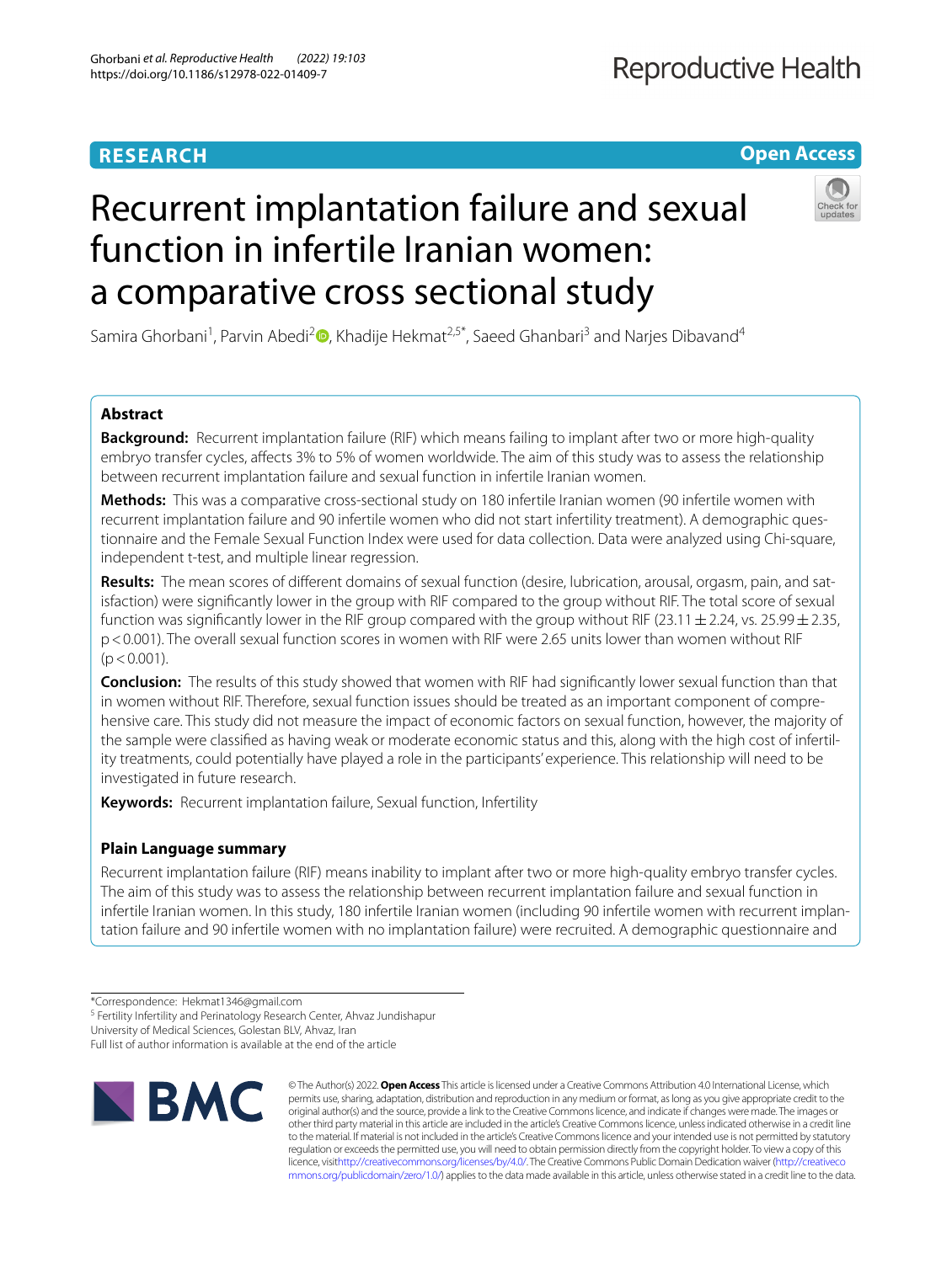RESEARCH

Open Access

# Recurrent implantation failure and sexual function in infertile Iranian women: a comparative cross sectional study

Samira Ghorbani[1], Parvin Abedi[2], Khadije Hekmat[2,5*], Saeed Ghanbari[3] and Narjes Dibavand[4]

## Abstract

**Background:** Recurrent implantation failure (RIF) which means failing to implant after two or more high-quality embryo transfer cycles, affects 3% to 5% of women worldwide. The aim of this study was to assess the relationship between recurrent implantation failure and sexual function in infertile Iranian women.

**Methods:** This was a comparative cross-sectional study on 180 infertile Iranian women (90 infertile women with recurrent implantation failure and 90 infertile women who did not start infertility treatment). A demographic questionnaire and the Female Sexual Function Index were used for data collection. Data were analyzed using Chi-square, independent t-test, and multiple linear regression.

**Results:** The mean scores of different domains of sexual function (desire, lubrication, arousal, orgasm, pain, and satisfaction) were significantly lower in the group with RIF compared to the group without RIF. The total score of sexual function was significantly lower in the RIF group compared with the group without RIF (23.11 ± 2.24, vs. 25.99 ± 2.35, $p < 0.001$). The overall sexual function scores in women with RIF were 2.65 units lower than women without RIF ($p < 0.001$).

**Conclusion:** The results of this study showed that women with RIF had significantly lower sexual function than that in women without RIF. Therefore, sexual function issues should be treated as an important component of comprehensive care. This study did not measure the impact of economic factors on sexual function, however, the majority of the sample were classified as having weak or moderate economic status and this, along with the high cost of infertility treatments, could potentially have played a role in the participants' experience. This relationship will need to be investigated in future research.

**Keywords:** Recurrent implantation failure, Sexual function, Infertility

## Plain Language summary

Recurrent implantation failure (RIF) means inability to implant after two or more high-quality embryo transfer cycles. The aim of this study was to assess the relationship between recurrent implantation failure and sexual function in infertile Iranian women. In this study, 180 infertile Iranian women (including 90 infertile women with recurrent implantation failure and 90 infertile women with no implantation failure) were recruited. A demographic questionnaire and

*Correspondence: Hekmat1346@gmail.com

[5] Fertility Infertility and Perinatology Research Center, Ahvaz Jundishapur University of Medical Sciences, Golestan BLV, Ahvaz, Iran

Full list of author information is available at the end of the article

© The Author(s) 2022. **Open Access** This article is licensed under a Creative Commons Attribution 4.0 International License, which permits use, sharing, adaptation, distribution and reproduction in any medium or format, as long as you give appropriate credit to the original author(s) and the source, provide a link to the Creative Commons licence, and indicate if changes were made. The images or other third party material in this article are included in the article's Creative Commons licence, unless indicated otherwise in a credit line to the material. If material is not included in the article's Creative Commons licence and your intended use is not permitted by statutory regulation or exceeds the permitted use, you will need to obtain permission directly from the copyright holder. To view a copy of this licence, visit http://creativecommons.org/licenses/by/4.0/. The Creative Commons Public Domain Dedication waiver (http://creativecommons.org/publicdomain/zero/1.0/) applies to the data made available in this article, unless otherwise stated in a credit line to the data.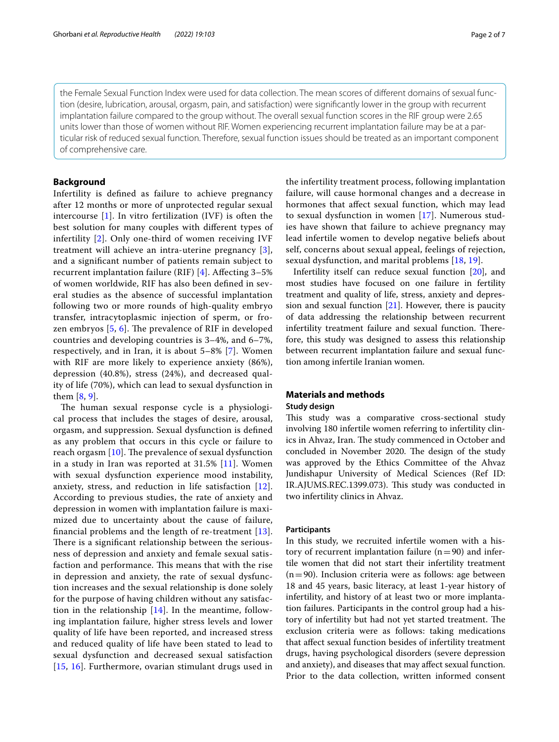the Female Sexual Function Index were used for data collection. The mean scores of different domains of sexual function (desire, lubrication, arousal, orgasm, pain, and satisfaction) were significantly lower in the group with recurrent implantation failure compared to the group without. The overall sexual function scores in the RIF group were 2.65 units lower than those of women without RIF. Women experiencing recurrent implantation failure may be at a particular risk of reduced sexual function. Therefore, sexual function issues should be treated as an important component of comprehensive care.

## Background

Infertility is defined as failure to achieve pregnancy after 12 months or more of unprotected regular sexual intercourse [1]. In vitro fertilization (IVF) is often the best solution for many couples with different types of infertility [2]. Only one-third of women receiving IVF treatment will achieve an intra-uterine pregnancy [3], and a significant number of patients remain subject to recurrent implantation failure (RIF) [4]. Affecting 3–5% of women worldwide, RIF has also been defined in several studies as the absence of successful implantation following two or more rounds of high-quality embryo transfer, intracytoplasmic injection of sperm, or frozen embryos [5, 6]. The prevalence of RIF in developed countries and developing countries is 3–4%, and 6–7%, respectively, and in Iran, it is about 5–8% [7]. Women with RIF are more likely to experience anxiety (86%), depression (40.8%), stress (24%), and decreased quality of life (70%), which can lead to sexual dysfunction in them [8, 9].

The human sexual response cycle is a physiological process that includes the stages of desire, arousal, orgasm, and suppression. Sexual dysfunction is defined as any problem that occurs in this cycle or failure to reach orgasm [10]. The prevalence of sexual dysfunction in a study in Iran was reported at 31.5% [11]. Women with sexual dysfunction experience mood instability, anxiety, stress, and reduction in life satisfaction [12]. According to previous studies, the rate of anxiety and depression in women with implantation failure is maximized due to uncertainty about the cause of failure, financial problems and the length of re-treatment [13]. There is a significant relationship between the seriousness of depression and anxiety and female sexual satisfaction and performance. This means that with the rise in depression and anxiety, the rate of sexual dysfunction increases and the sexual relationship is done solely for the purpose of having children without any satisfaction in the relationship [14]. In the meantime, following implantation failure, higher stress levels and lower quality of life have been reported, and increased stress and reduced quality of life have been stated to lead to sexual dysfunction and decreased sexual satisfaction [15, 16]. Furthermore, ovarian stimulant drugs used in the infertility treatment process, following implantation failure, will cause hormonal changes and a decrease in hormones that affect sexual function, which may lead to sexual dysfunction in women [17]. Numerous studies have shown that failure to achieve pregnancy may lead infertile women to develop negative beliefs about self, concerns about sexual appeal, feelings of rejection, sexual dysfunction, and marital problems [18, 19].

Infertility itself can reduce sexual function [20], and most studies have focused on one failure in fertility treatment and quality of life, stress, anxiety and depression and sexual function [21]. However, there is paucity of data addressing the relationship between recurrent infertility treatment failure and sexual function. Therefore, this study was designed to assess this relationship between recurrent implantation failure and sexual function among infertile Iranian women.

## Materials and methods

### Study design

This study was a comparative cross-sectional study involving 180 infertile women referring to infertility clinics in Ahvaz, Iran. The study commenced in October and concluded in November 2020. The design of the study was approved by the Ethics Committee of the Ahvaz Jundishapur University of Medical Sciences (Ref ID: IR.AJUMS.REC.1399.073). This study was conducted in two infertility clinics in Ahvaz.

### Participants

In this study, we recruited infertile women with a history of recurrent implantation failure (n = 90) and infertile women that did not start their infertility treatment (n = 90). Inclusion criteria were as follows: age between 18 and 45 years, basic literacy, at least 1-year history of infertility, and history of at least two or more implantation failures. Participants in the control group had a history of infertility but had not yet started treatment. The exclusion criteria were as follows: taking medications that affect sexual function besides of infertility treatment drugs, having psychological disorders (severe depression and anxiety), and diseases that may affect sexual function. Prior to the data collection, written informed consent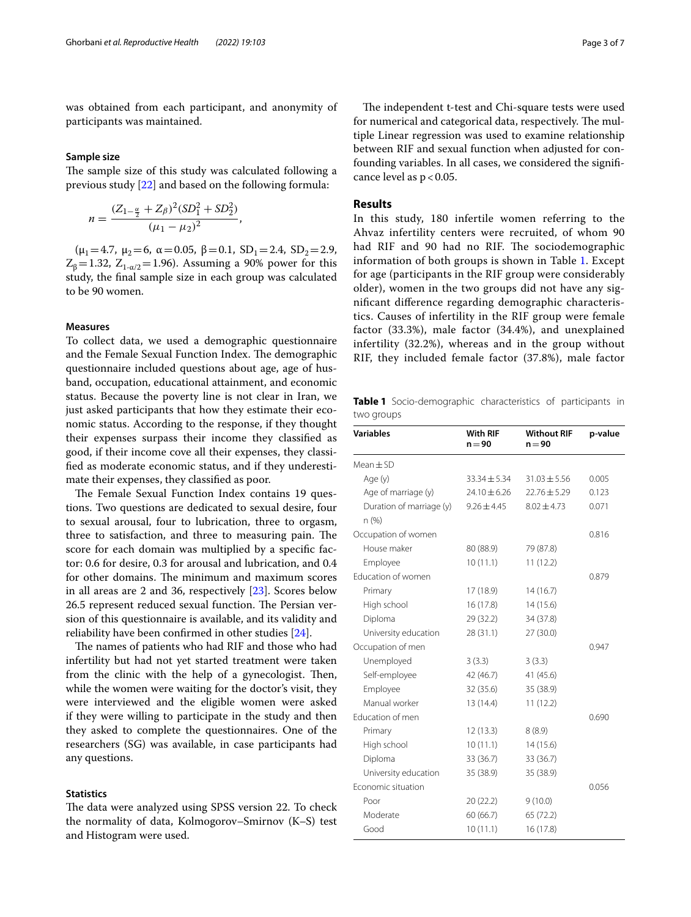was obtained from each participant, and anonymity of participants was maintained.

### Sample size

The sample size of this study was calculated following a previous study [22] and based on the following formula:

$$n = \frac{(Z_{1-\frac{\alpha}{2}} + Z_{\beta})^2 (SD_1^2 + SD_2^2)}{(\mu_1 - \mu_2)^2},$$

($\mu_1 = 4.7$, $\mu_2 = 6$, $\alpha = 0.05$, $\beta = 0.1$, $SD_1 = 2.4$, $SD_2 = 2.9$, $Z_{\beta} = 1.32$, $Z_{1-\alpha/2} = 1.96$). Assuming a 90% power for this study, the final sample size in each group was calculated to be 90 women.

### Measures

To collect data, we used a demographic questionnaire and the Female Sexual Function Index. The demographic questionnaire included questions about age, age of husband, occupation, educational attainment, and economic status. Because the poverty line is not clear in Iran, we just asked participants that how they estimate their economic status. According to the response, if they thought their expenses surpass their income they classified as good, if their income cove all their expenses, they classified as moderate economic status, and if they underestimate their expenses, they classified as poor.

The Female Sexual Function Index contains 19 questions. Two questions are dedicated to sexual desire, four to sexual arousal, four to lubrication, three to orgasm, three to satisfaction, and three to measuring pain. The score for each domain was multiplied by a specific factor: 0.6 for desire, 0.3 for arousal and lubrication, and 0.4 for other domains. The minimum and maximum scores in all areas are 2 and 36, respectively [23]. Scores below 26.5 represent reduced sexual function. The Persian version of this questionnaire is available, and its validity and reliability have been confirmed in other studies [24].

The names of patients who had RIF and those who had infertility but had not yet started treatment were taken from the clinic with the help of a gynecologist. Then, while the women were waiting for the doctor's visit, they were interviewed and the eligible women were asked if they were willing to participate in the study and then they asked to complete the questionnaires. One of the researchers (SG) was available, in case participants had any questions.

### Statistics

The data were analyzed using SPSS version 22. To check the normality of data, Kolmogorov–Smirnov (K–S) test and Histogram were used.

The independent t-test and Chi-square tests were used for numerical and categorical data, respectively. The multiple Linear regression was used to examine relationship between RIF and sexual function when adjusted for confounding variables. In all cases, we considered the significance level as $p < 0.05$.

## Results

In this study, 180 infertile women referring to the Ahvaz infertility centers were recruited, of whom 90 had RIF and 90 had no RIF. The sociodemographic information of both groups is shown in Table 1. Except for age (participants in the RIF group were considerably older), women in the two groups did not have any significant difference regarding demographic characteristics. Causes of infertility in the RIF group were female factor (33.3%), male factor (34.4%), and unexplained infertility (32.2%), whereas and in the group without RIF, they included female factor (37.8%), male factor

**Table 1** Socio-demographic characteristics of participants in two groups

| Variables | With RIF n = 90 | Without RIF n = 90 | p-value |
|---|---|---|---|
| Mean ± SD | | | |
| Age (y) | 33.34 ± 5.34 | 31.03 ± 5.56 | 0.005 |
| Age of marriage (y) | 24.10 ± 6.26 | 22.76 ± 5.29 | 0.123 |
| Duration of marriage (y) | 9.26 ± 4.45 | 8.02 ± 4.73 | 0.071 |
| n (%) | | | |
| Occupation of women | | | 0.816 |
| House maker | 80 (88.9) | 79 (87.8) | |
| Employee | 10 (11.1) | 11 (12.2) | |
| Education of women | | | 0.879 |
| Primary | 17 (18.9) | 14 (16.7) | |
| High school | 16 (17.8) | 14 (15.6) | |
| Diploma | 29 (32.2) | 34 (37.8) | |
| University education | 28 (31.1) | 27 (30.0) | |
| Occupation of men | | | 0.947 |
| Unemployed | 3 (3.3) | 3 (3.3) | |
| Self-employee | 42 (46.7) | 41 (45.6) | |
| Employee | 32 (35.6) | 35 (38.9) | |
| Manual worker | 13 (14.4) | 11 (12.2) | |
| Education of men | | | 0.690 |
| Primary | 12 (13.3) | 8 (8.9) | |
| High school | 10 (11.1) | 14 (15.6) | |
| Diploma | 33 (36.7) | 33 (36.7) | |
| University education | 35 (38.9) | 35 (38.9) | |
| Economic situation | | | 0.056 |
| Poor | 20 (22.2) | 9 (10.0) | |
| Moderate | 60 (66.7) | 65 (72.2) | |
| Good | 10 (11.1) | 16 (17.8) | |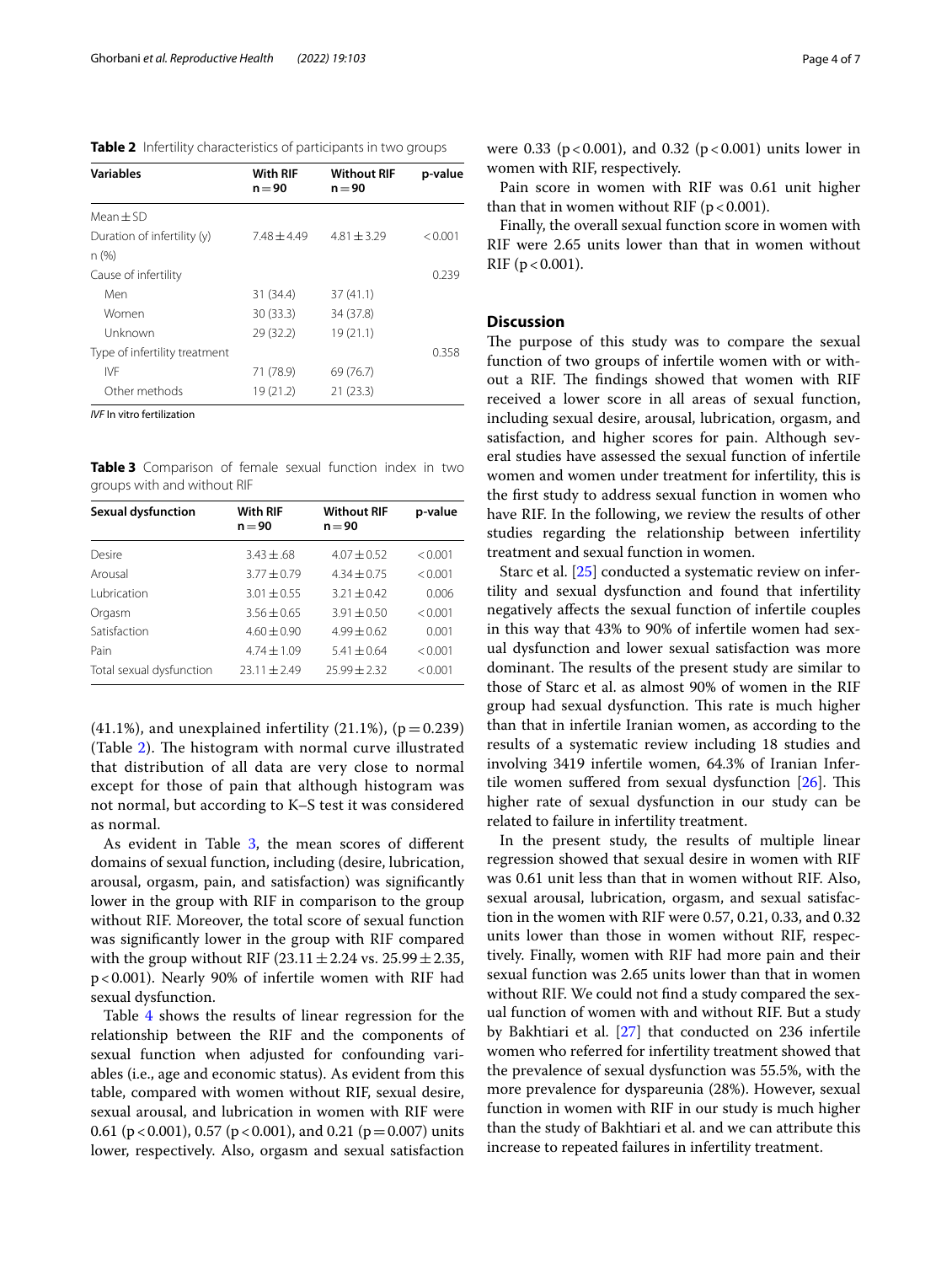**Table 2** Infertility characteristics of participants in two groups

| Variables | With RIF n = 90 | Without RIF n = 90 | p-value |
|---|---|---|---|
| Mean ± SD | | | |
| Duration of infertility (y) | 7.48 ± 4.49 | 4.81 ± 3.29 | < 0.001 |
| n (%) | | | |
| Cause of infertility | | | 0.239 |
| Men | 31 (34.4) | 37 (41.1) | |
| Women | 30 (33.3) | 34 (37.8) | |
| Unknown | 29 (32.2) | 19 (21.1) | |
| Type of infertility treatment | | | 0.358 |
| IVF | 71 (78.9) | 69 (76.7) | |
| Other methods | 19 (21.2) | 21 (23.3) | |

*IVF* In vitro fertilization

**Table 3** Comparison of female sexual function index in two groups with and without RIF

| Sexual dysfunction | With RIF n = 90 | Without RIF n = 90 | p-value |
|---|---|---|---|
| Desire | 3.43 ± .68 | 4.07 ± 0.52 | < 0.001 |
| Arousal | 3.77 ± 0.79 | 4.34 ± 0.75 | < 0.001 |
| Lubrication | 3.01 ± 0.55 | 3.21 ± 0.42 | 0.006 |
| Orgasm | 3.56 ± 0.65 | 3.91 ± 0.50 | < 0.001 |
| Satisfaction | 4.60 ± 0.90 | 4.99 ± 0.62 | 0.001 |
| Pain | 4.74 ± 1.09 | 5.41 ± 0.64 | < 0.001 |
| Total sexual dysfunction | 23.11 ± 2.49 | 25.99 ± 2.32 | < 0.001 |

(41.1%), and unexplained infertility (21.1%), (p = 0.239) (Table 2). The histogram with normal curve illustrated that distribution of all data are very close to normal except for those of pain that although histogram was not normal, but according to K–S test it was considered as normal.

As evident in Table 3, the mean scores of different domains of sexual function, including (desire, lubrication, arousal, orgasm, pain, and satisfaction) was significantly lower in the group with RIF in comparison to the group without RIF. Moreover, the total score of sexual function was significantly lower in the group with RIF compared with the group without RIF (23.11 ± 2.24 vs. 25.99 ± 2.35, p < 0.001). Nearly 90% of infertile women with RIF had sexual dysfunction.

Table 4 shows the results of linear regression for the relationship between the RIF and the components of sexual function when adjusted for confounding variables (i.e., age and economic status). As evident from this table, compared with women without RIF, sexual desire, sexual arousal, and lubrication in women with RIF were 0.61 (p < 0.001), 0.57 (p < 0.001), and 0.21 (p = 0.007) units lower, respectively. Also, orgasm and sexual satisfaction were 0.33 (p < 0.001), and 0.32 (p < 0.001) units lower in women with RIF, respectively.

Pain score in women with RIF was 0.61 unit higher than that in women without RIF (p < 0.001).

Finally, the overall sexual function score in women with RIF were 2.65 units lower than that in women without RIF (p < 0.001).

## Discussion

The purpose of this study was to compare the sexual function of two groups of infertile women with or without a RIF. The findings showed that women with RIF received a lower score in all areas of sexual function, including sexual desire, arousal, lubrication, orgasm, and satisfaction, and higher scores for pain. Although several studies have assessed the sexual function of infertile women and women under treatment for infertility, this is the first study to address sexual function in women who have RIF. In the following, we review the results of other studies regarding the relationship between infertility treatment and sexual function in women.

Starc et al. [25] conducted a systematic review on infertility and sexual dysfunction and found that infertility negatively affects the sexual function of infertile couples in this way that 43% to 90% of infertile women had sexual dysfunction and lower sexual satisfaction was more dominant. The results of the present study are similar to those of Starc et al. as almost 90% of women in the RIF group had sexual dysfunction. This rate is much higher than that in infertile Iranian women, as according to the results of a systematic review including 18 studies and involving 3419 infertile women, 64.3% of Iranian Infertile women suffered from sexual dysfunction [26]. This higher rate of sexual dysfunction in our study can be related to failure in infertility treatment.

In the present study, the results of multiple linear regression showed that sexual desire in women with RIF was 0.61 unit less than that in women without RIF. Also, sexual arousal, lubrication, orgasm, and sexual satisfaction in the women with RIF were 0.57, 0.21, 0.33, and 0.32 units lower than those in women without RIF, respectively. Finally, women with RIF had more pain and their sexual function was 2.65 units lower than that in women without RIF. We could not find a study compared the sexual function of women with and without RIF. But a study by Bakhtiari et al. [27] that conducted on 236 infertile women who referred for infertility treatment showed that the prevalence of sexual dysfunction was 55.5%, with the more prevalence for dyspareunia (28%). However, sexual function in women with RIF in our study is much higher than the study of Bakhtiari et al. and we can attribute this increase to repeated failures in infertility treatment.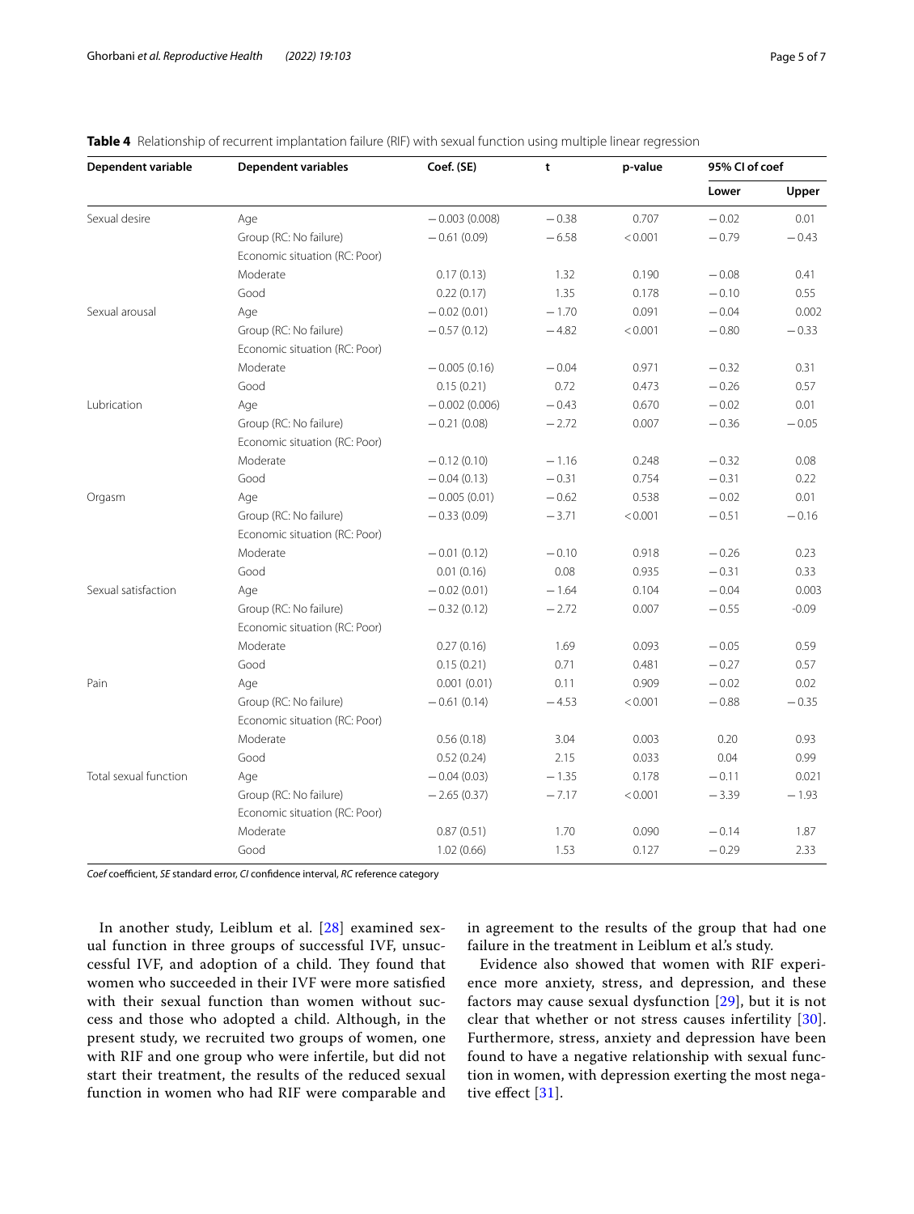**Table 4** Relationship of recurrent implantation failure (RIF) with sexual function using multiple linear regression

| Dependent variable | Dependent variables | Coef. (SE) | t | p-value | 95% CI of coef | |
|---|---|---|---|---|---|---|
| | | | | | Lower | Upper |
| Sexual desire | Age | −0.003 (0.008) | −0.38 | 0.707 | −0.02 | 0.01 |
| | Group (RC: No failure) | −0.61 (0.09) | −6.58 | <0.001 | −0.79 | −0.43 |
| | Economic situation (RC: Poor) | | | | | |
| | Moderate | 0.17 (0.13) | 1.32 | 0.190 | −0.08 | 0.41 |
| | Good | 0.22 (0.17) | 1.35 | 0.178 | −0.10 | 0.55 |
| Sexual arousal | Age | −0.02 (0.01) | −1.70 | 0.091 | −0.04 | 0.002 |
| | Group (RC: No failure) | −0.57 (0.12) | −4.82 | <0.001 | −0.80 | −0.33 |
| | Economic situation (RC: Poor) | | | | | |
| | Moderate | −0.005 (0.16) | −0.04 | 0.971 | −0.32 | 0.31 |
| | Good | 0.15 (0.21) | 0.72 | 0.473 | −0.26 | 0.57 |
| Lubrication | Age | −0.002 (0.006) | −0.43 | 0.670 | −0.02 | 0.01 |
| | Group (RC: No failure) | −0.21 (0.08) | −2.72 | 0.007 | −0.36 | −0.05 |
| | Economic situation (RC: Poor) | | | | | |
| | Moderate | −0.12 (0.10) | −1.16 | 0.248 | −0.32 | 0.08 |
| | Good | −0.04 (0.13) | −0.31 | 0.754 | −0.31 | 0.22 |
| Orgasm | Age | −0.005 (0.01) | −0.62 | 0.538 | −0.02 | 0.01 |
| | Group (RC: No failure) | −0.33 (0.09) | −3.71 | <0.001 | −0.51 | −0.16 |
| | Economic situation (RC: Poor) | | | | | |
| | Moderate | −0.01 (0.12) | −0.10 | 0.918 | −0.26 | 0.23 |
| | Good | 0.01 (0.16) | 0.08 | 0.935 | −0.31 | 0.33 |
| Sexual satisfaction | Age | −0.02 (0.01) | −1.64 | 0.104 | −0.04 | 0.003 |
| | Group (RC: No failure) | −0.32 (0.12) | −2.72 | 0.007 | −0.55 | -0.09 |
| | Economic situation (RC: Poor) | | | | | |
| | Moderate | 0.27 (0.16) | 1.69 | 0.093 | −0.05 | 0.59 |
| | Good | 0.15 (0.21) | 0.71 | 0.481 | −0.27 | 0.57 |
| Pain | Age | 0.001 (0.01) | 0.11 | 0.909 | −0.02 | 0.02 |
| | Group (RC: No failure) | −0.61 (0.14) | −4.53 | <0.001 | −0.88 | −0.35 |
| | Economic situation (RC: Poor) | | | | | |
| | Moderate | 0.56 (0.18) | 3.04 | 0.003 | 0.20 | 0.93 |
| | Good | 0.52 (0.24) | 2.15 | 0.033 | 0.04 | 0.99 |
| Total sexual function | Age | −0.04 (0.03) | −1.35 | 0.178 | −0.11 | 0.021 |
| | Group (RC: No failure) | −2.65 (0.37) | −7.17 | <0.001 | −3.39 | −1.93 |
| | Economic situation (RC: Poor) | | | | | |
| | Moderate | 0.87 (0.51) | 1.70 | 0.090 | −0.14 | 1.87 |
| | Good | 1.02 (0.66) | 1.53 | 0.127 | −0.29 | 2.33 |

*Coef* coefficient, *SE* standard error, *CI* confidence interval, *RC* reference category

In another study, Leiblum et al. [28] examined sexual function in three groups of successful IVF, unsuccessful IVF, and adoption of a child. They found that women who succeeded in their IVF were more satisfied with their sexual function than women without success and those who adopted a child. Although, in the present study, we recruited two groups of women, one with RIF and one group who were infertile, but did not start their treatment, the results of the reduced sexual function in women who had RIF were comparable and in agreement to the results of the group that had one failure in the treatment in Leiblum et al.'s study.

Evidence also showed that women with RIF experience more anxiety, stress, and depression, and these factors may cause sexual dysfunction [29], but it is not clear that whether or not stress causes infertility [30]. Furthermore, stress, anxiety and depression have been found to have a negative relationship with sexual function in women, with depression exerting the most negative effect [31].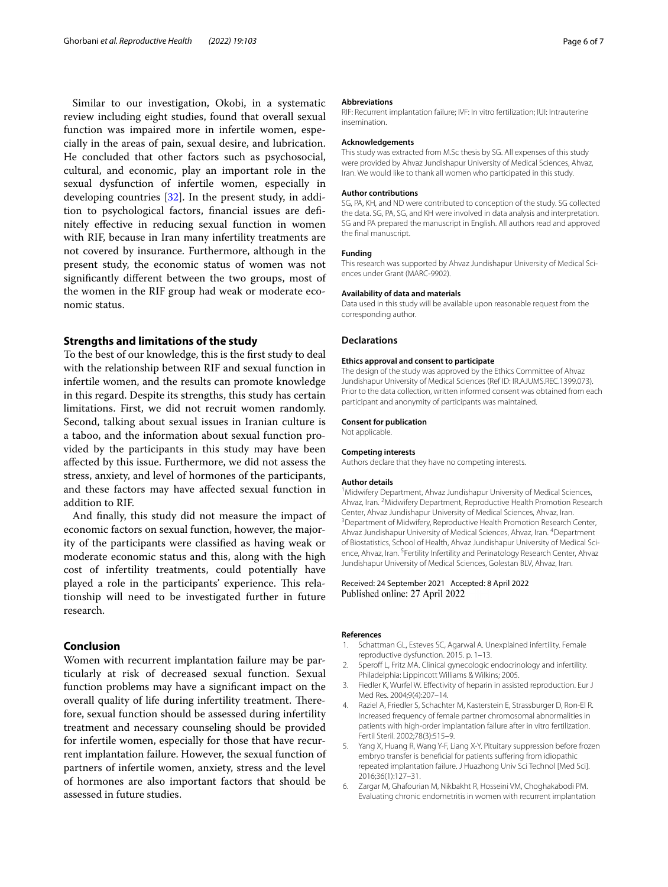Similar to our investigation, Okobi, in a systematic review including eight studies, found that overall sexual function was impaired more in infertile women, especially in the areas of pain, sexual desire, and lubrication. He concluded that other factors such as psychosocial, cultural, and economic, play an important role in the sexual dysfunction of infertile women, especially in developing countries [32]. In the present study, in addition to psychological factors, financial issues are definitely effective in reducing sexual function in women with RIF, because in Iran many infertility treatments are not covered by insurance. Furthermore, although in the present study, the economic status of women was not significantly different between the two groups, most of the women in the RIF group had weak or moderate economic status.

## Strengths and limitations of the study

To the best of our knowledge, this is the first study to deal with the relationship between RIF and sexual function in infertile women, and the results can promote knowledge in this regard. Despite its strengths, this study has certain limitations. First, we did not recruit women randomly. Second, talking about sexual issues in Iranian culture is a taboo, and the information about sexual function provided by the participants in this study may have been affected by this issue. Furthermore, we did not assess the stress, anxiety, and level of hormones of the participants, and these factors may have affected sexual function in addition to RIF.

And finally, this study did not measure the impact of economic factors on sexual function, however, the majority of the participants were classified as having weak or moderate economic status and this, along with the high cost of infertility treatments, could potentially have played a role in the participants' experience. This relationship will need to be investigated further in future research.

## Conclusion

Women with recurrent implantation failure may be particularly at risk of decreased sexual function. Sexual function problems may have a significant impact on the overall quality of life during infertility treatment. Therefore, sexual function should be assessed during infertility treatment and necessary counseling should be provided for infertile women, especially for those that have recurrent implantation failure. However, the sexual function of partners of infertile women, anxiety, stress and the level of hormones are also important factors that should be assessed in future studies.

#### Abbreviations

RIF: Recurrent implantation failure; IVF: In vitro fertilization; IUI: Intrauterine insemination.

#### Acknowledgements

This study was extracted from M.Sc thesis by SG. All expenses of this study were provided by Ahvaz Jundishapur University of Medical Sciences, Ahvaz, Iran. We would like to thank all women who participated in this study.

#### Author contributions

SG, PA, KH, and ND were contributed to conception of the study. SG collected the data. SG, PA, SG, and KH were involved in data analysis and interpretation. SG and PA prepared the manuscript in English. All authors read and approved the final manuscript.

#### Funding

This research was supported by Ahvaz Jundishapur University of Medical Sciences under Grant (MARC-9902).

#### Availability of data and materials

Data used in this study will be available upon reasonable request from the corresponding author.

## Declarations

#### Ethics approval and consent to participate

The design of the study was approved by the Ethics Committee of Ahvaz Jundishapur University of Medical Sciences (Ref ID: IR.AJUMS.REC.1399.073). Prior to the data collection, written informed consent was obtained from each participant and anonymity of participants was maintained.

#### Consent for publication

Not applicable.

#### Competing interests

Authors declare that they have no competing interests.

#### Author details

[1]Midwifery Department, Ahvaz Jundishapur University of Medical Sciences, Ahvaz, Iran. [2]Midwifery Department, Reproductive Health Promotion Research Center, Ahvaz Jundishapur University of Medical Sciences, Ahvaz, Iran. [3]Department of Midwifery, Reproductive Health Promotion Research Center, Ahvaz Jundishapur University of Medical Sciences, Ahvaz, Iran. [4]Department of Biostatistics, School of Health, Ahvaz Jundishapur University of Medical Science, Ahvaz, Iran. [5]Fertility Infertility and Perinatology Research Center, Ahvaz Jundishapur University of Medical Sciences, Golestan BLV, Ahvaz, Iran.

Received: 24 September 2021 Accepted: 8 April 2022
Published online: 27 April 2022

#### References

1. Schattman GL, Esteves SC, Agarwal A. Unexplained infertility. Female reproductive dysfunction. 2015. p. 1–13.
2. Speroff L, Fritz MA. Clinical gynecologic endocrinology and infertility. Philadelphia: Lippincott Williams & Wilkins; 2005.
3. Fiedler K, Wurfel W. Effectivity of heparin in assisted reproduction. Eur J Med Res. 2004;9(4):207–14.
4. Raziel A, Friedler S, Schachter M, Kasterstein E, Strassburger D, Ron-El R. Increased frequency of female partner chromosomal abnormalities in patients with high-order implantation failure after in vitro fertilization. Fertil Steril. 2002;78(3):515–9.
5. Yang X, Huang R, Wang Y-F, Liang X-Y. Pituitary suppression before frozen embryo transfer is beneficial for patients suffering from idiopathic repeated implantation failure. J Huazhong Univ Sci Technol [Med Sci]. 2016;36(1):127–31.
6. Zargar M, Ghafourian M, Nikbakht R, Hosseini VM, Choghakabodi PM. Evaluating chronic endometritis in women with recurrent implantation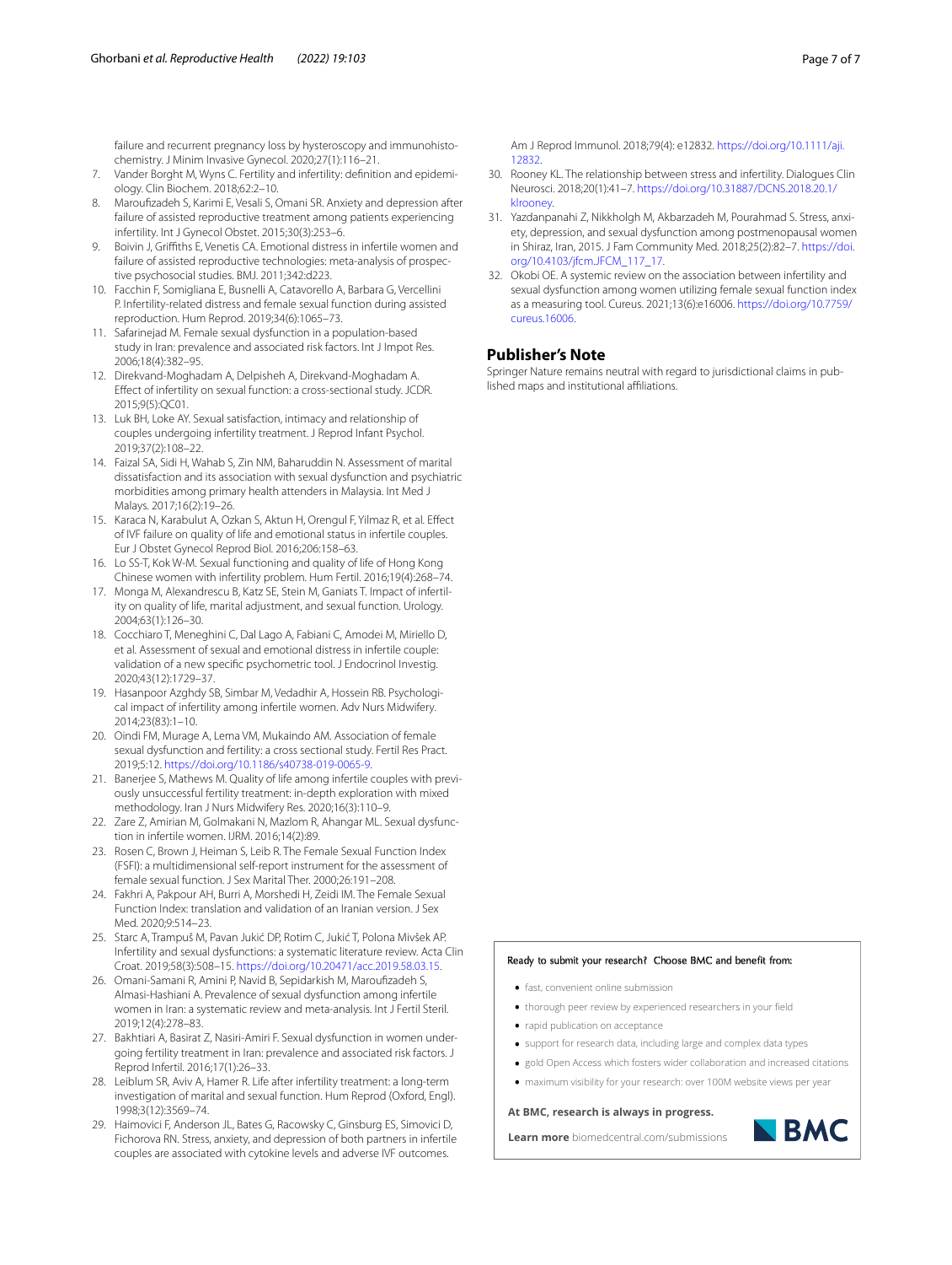failure and recurrent pregnancy loss by hysteroscopy and immunohistochemistry. J Minim Invasive Gynecol. 2020;27(1):116–21.

7. Vander Borght M, Wyns C. Fertility and infertility: definition and epidemiology. Clin Biochem. 2018;62:2–10.
8. Maroufizadeh S, Karimi E, Vesali S, Omani SR. Anxiety and depression after failure of assisted reproductive treatment among patients experiencing infertility. Int J Gynecol Obstet. 2015;30(3):253–6.
9. Boivin J, Griffiths E, Venetis CA. Emotional distress in infertile women and failure of assisted reproductive technologies: meta-analysis of prospective psychosocial studies. BMJ. 2011;342:d223.
10. Facchin F, Somigliana E, Busnelli A, Catavorello A, Barbara G, Vercellini P. Infertility-related distress and female sexual function during assisted reproduction. Hum Reprod. 2019;34(6):1065–73.
11. Safarinejad M. Female sexual dysfunction in a population-based study in Iran: prevalence and associated risk factors. Int J Impot Res. 2006;18(4):382–95.
12. Direkvand-Moghadam A, Delpisheh A, Direkvand-Moghadam A. Effect of infertility on sexual function: a cross-sectional study. JCDR. 2015;9(5):QC01.
13. Luk BH, Loke AY. Sexual satisfaction, intimacy and relationship of couples undergoing infertility treatment. J Reprod Infant Psychol. 2019;37(2):108–22.
14. Faizal SA, Sidi H, Wahab S, Zin NM, Baharuddin N. Assessment of marital dissatisfaction and its association with sexual dysfunction and psychiatric morbidities among primary health attenders in Malaysia. Int Med J Malays. 2017;16(2):19–26.
15. Karaca N, Karabulut A, Ozkan S, Aktun H, Orengul F, Yilmaz R, et al. Effect of IVF failure on quality of life and emotional status in infertile couples. Eur J Obstet Gynecol Reprod Biol. 2016;206:158–63.
16. Lo SS-T, Kok W-M. Sexual functioning and quality of life of Hong Kong Chinese women with infertility problem. Hum Fertil. 2016;19(4):268–74.
17. Monga M, Alexandrescu B, Katz SE, Stein M, Ganiats T. Impact of infertility on quality of life, marital adjustment, and sexual function. Urology. 2004;63(1):126–30.
18. Cocchiaro T, Meneghini C, Dal Lago A, Fabiani C, Amodei M, Miriello D, et al. Assessment of sexual and emotional distress in infertile couple: validation of a new specific psychometric tool. J Endocrinol Investig. 2020;43(12):1729–37.
19. Hasanpoor Azghdy SB, Simbar M, Vedadhir A, Hossein RB. Psychological impact of infertility among infertile women. Adv Nurs Midwifery. 2014;23(83):1–10.
20. Oindi FM, Murage A, Lema VM, Mukaindo AM. Association of female sexual dysfunction and fertility: a cross sectional study. Fertil Res Pract. 2019;5:12. https://doi.org/10.1186/s40738-019-0065-9.
21. Banerjee S, Mathews M. Quality of life among infertile couples with previously unsuccessful fertility treatment: in-depth exploration with mixed methodology. Iran J Nurs Midwifery Res. 2020;16(3):110–9.
22. Zare Z, Amirian M, Golmakani N, Mazlom R, Ahangar ML. Sexual dysfunction in infertile women. IJRM. 2016;14(2):89.
23. Rosen C, Brown J, Heiman S, Leib R. The Female Sexual Function Index (FSFI): a multidimensional self-report instrument for the assessment of female sexual function. J Sex Marital Ther. 2000;26:191–208.
24. Fakhri A, Pakpour AH, Burri A, Morshedi H, Zeidi IM. The Female Sexual Function Index: translation and validation of an Iranian version. J Sex Med. 2020;9:514–23.
25. Starc A, Trampuš M, Pavan Jukić DP, Rotim C, Jukić T, Polona Mivšek AP. Infertility and sexual dysfunctions: a systematic literature review. Acta Clin Croat. 2019;58(3):508–15. https://doi.org/10.20471/acc.2019.58.03.15.
26. Omani-Samani R, Amini P, Navid B, Sepidarkish M, Maroufizadeh S, Almasi-Hashiani A. Prevalence of sexual dysfunction among infertile women in Iran: a systematic review and meta-analysis. Int J Fertil Steril. 2019;12(4):278–83.
27. Bakhtiari A, Basirat Z, Nasiri-Amiri F. Sexual dysfunction in women undergoing fertility treatment in Iran: prevalence and associated risk factors. J Reprod Infertil. 2016;17(1):26–33.
28. Leiblum SR, Aviv A, Hamer R. Life after infertility treatment: a long-term investigation of marital and sexual function. Hum Reprod (Oxford, Engl). 1998;3(12):3569–74.
29. Haimovici F, Anderson JL, Bates G, Racowsky C, Ginsburg ES, Simovici D, Fichorova RN. Stress, anxiety, and depression of both partners in infertile couples are associated with cytokine levels and adverse IVF outcomes. Am J Reprod Immunol. 2018;79(4): e12832. https://doi.org/10.1111/aji.12832.
30. Rooney KL. The relationship between stress and infertility. Dialogues Clin Neurosci. 2018;20(1):41–7. https://doi.org/10.31887/DCNS.2018.20.1/klrooney.
31. Yazdanpanahi Z, Nikkholgh M, Akbarzadeh M, Pourahmad S. Stress, anxiety, depression, and sexual dysfunction among postmenopausal women in Shiraz, Iran, 2015. J Fam Community Med. 2018;25(2):82–7. https://doi.org/10.4103/jfcm.JFCM_117_17.
32. Okobi OE. A systemic review on the association between infertility and sexual dysfunction among women utilizing female sexual function index as a measuring tool. Cureus. 2021;13(6):e16006. https://doi.org/10.7759/cureus.16006.

## Publisher's Note

Springer Nature remains neutral with regard to jurisdictional claims in published maps and institutional affiliations.

Ready to submit your research? Choose BMC and benefit from:

- fast, convenient online submission
- thorough peer review by experienced researchers in your field
- rapid publication on acceptance
- support for research data, including large and complex data types
- gold Open Access which fosters wider collaboration and increased citations
- maximum visibility for your research: over 100M website views per year

**At BMC, research is always in progress.**

**Learn more** biomedcentral.com/submissions

BMC